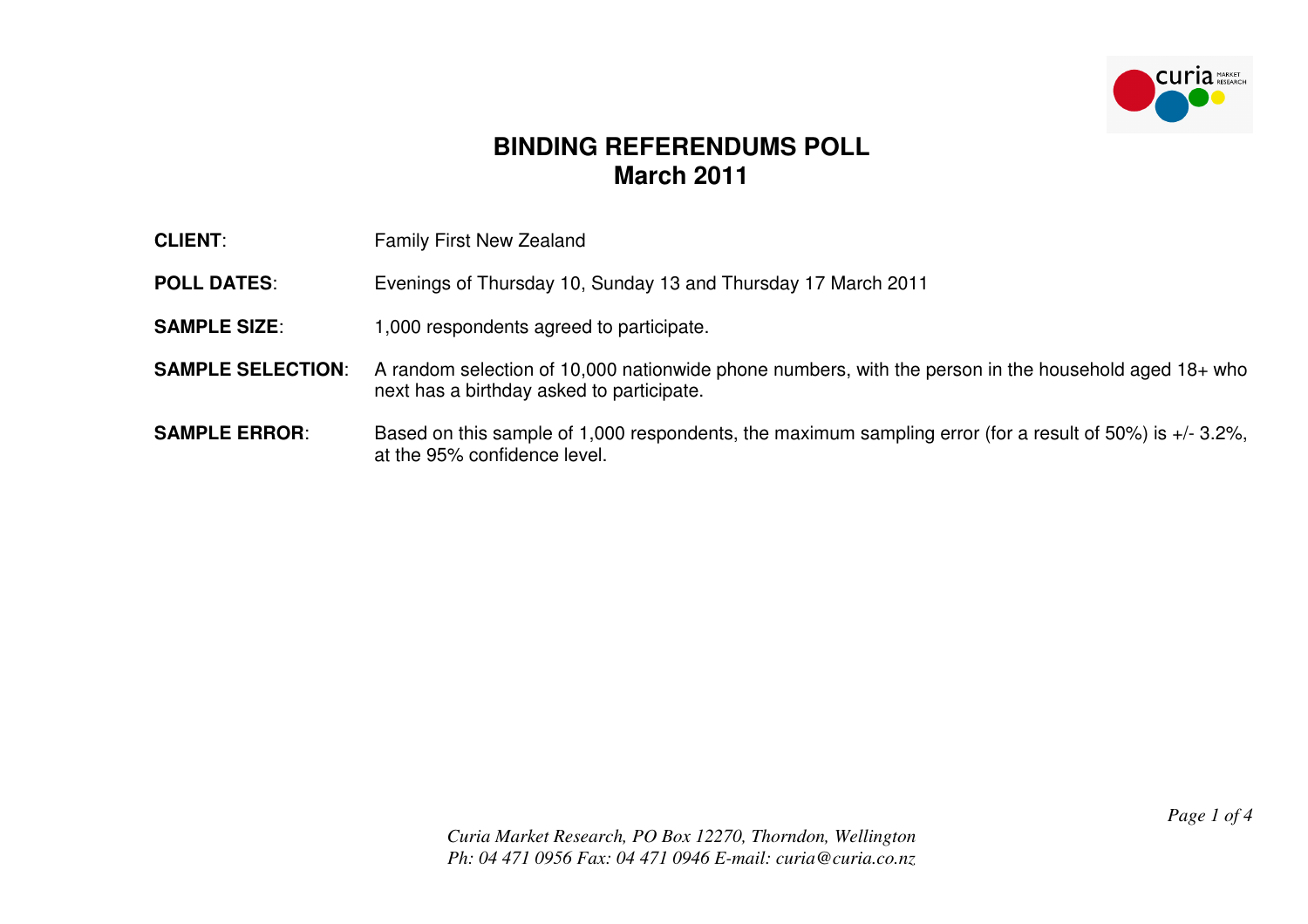# BINDING REFERENDUMS POLL
# March 2011

**CLIENT**: Family First New Zealand

**POLL DATES**: Evenings of Thursday 10, Sunday 13 and Thursday 17 March 2011

**SAMPLE SIZE**: 1,000 respondents agreed to participate.

**SAMPLE SELECTION**: A random selection of 10,000 nationwide phone numbers, with the person in the household aged 18+ who next has a birthday asked to participate.

**SAMPLE ERROR**: Based on this sample of 1,000 respondents, the maximum sampling error (for a result of 50%) is +/- 3.2%, at the 95% confidence level.

*Curia Market Research, PO Box 12270, Thorndon, Wellington*
*Ph: 04 471 0956 Fax: 04 471 0946 E-mail: curia@curia.co.nz*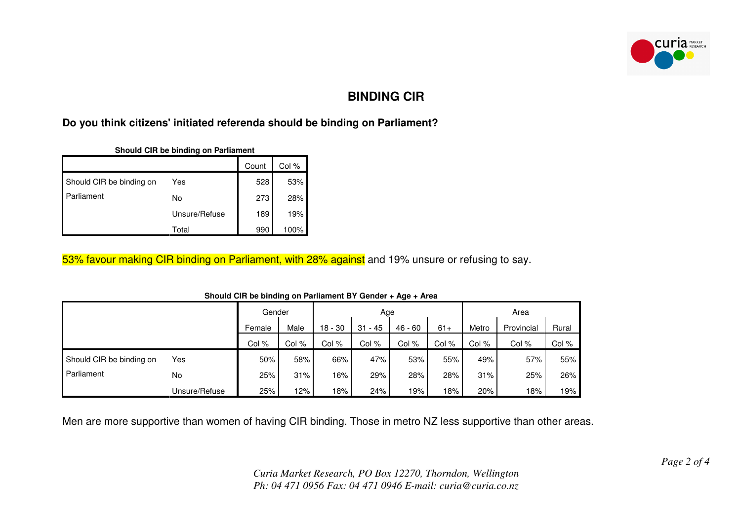## BINDING CIR

**Do you think citizens' initiated referenda should be binding on Parliament?**

**Should CIR be binding on Parliament**

| | | Count | Col % |
|---|---|---|---|
| Should CIR be binding on Parliament | Yes | 528 | 53% |
| | No | 273 | 28% |
| | Unsure/Refuse | 189 | 19% |
| | Total | 990 | 100% |

53% favour making CIR binding on Parliament, with 28% against and 19% unsure or refusing to say.

**Should CIR be binding on Parliament BY Gender + Age + Area**

| | | Gender | | Age | | | | Area | | |
|---|---|---|---|---|---|---|---|---|---|---|
| | | Female | Male | 18 - 30 | 31 - 45 | 46 - 60 | 61+ | Metro | Provincial | Rural |
| | | Col % | Col % | Col % | Col % | Col % | Col % | Col % | Col % | Col % |
| Should CIR be binding on Parliament | Yes | 50% | 58% | 66% | 47% | 53% | 55% | 49% | 57% | 55% |
| | No | 25% | 31% | 16% | 29% | 28% | 28% | 31% | 25% | 26% |
| | Unsure/Refuse | 25% | 12% | 18% | 24% | 19% | 18% | 20% | 18% | 19% |

Men are more supportive than women of having CIR binding. Those in metro NZ less supportive than other areas.

*Curia Market Research, PO Box 12270, Thorndon, Wellington*
*Ph: 04 471 0956 Fax: 04 471 0946 E-mail: curia@curia.co.nz*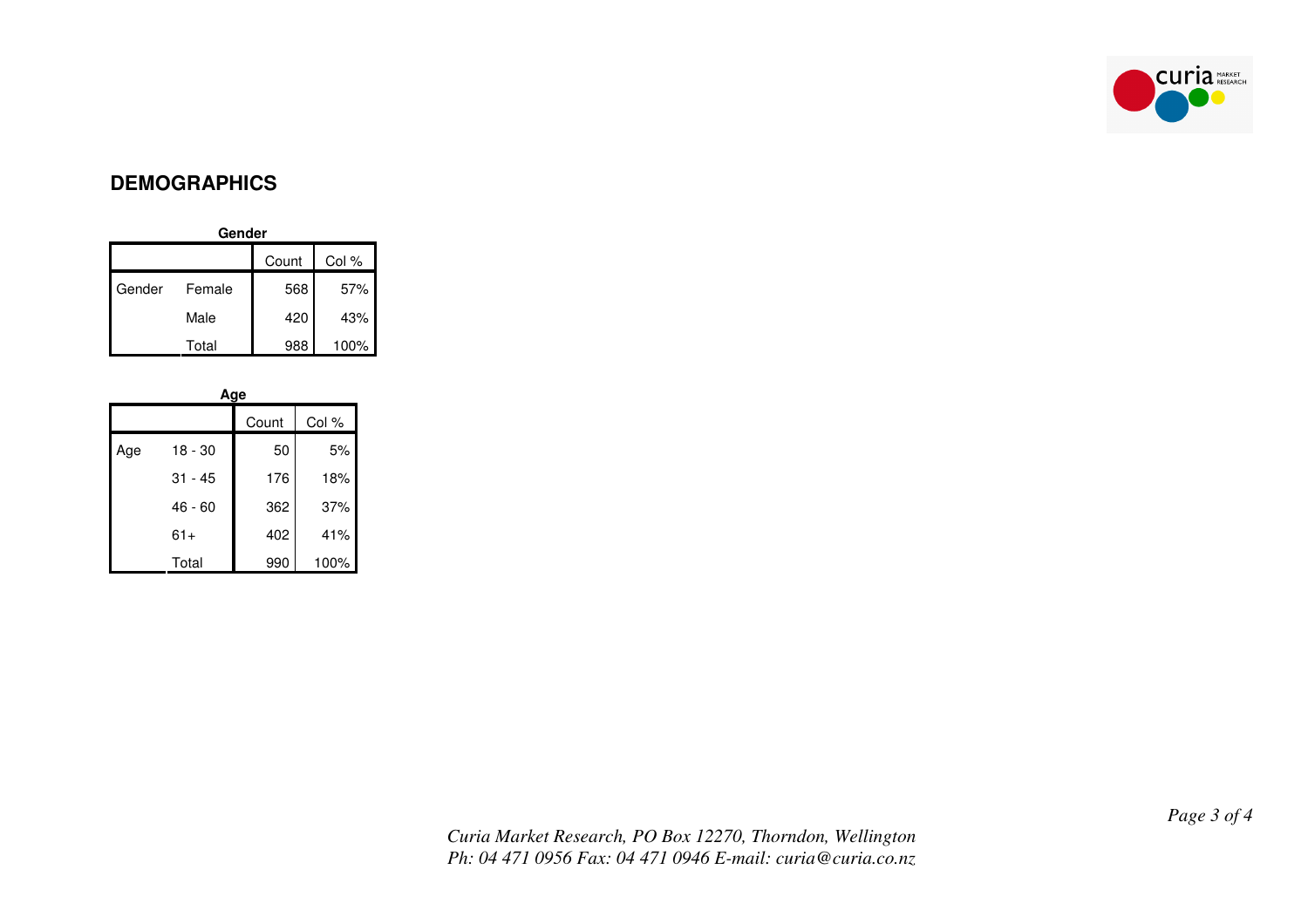## DEMOGRAPHICS

**Gender**

| | | Count | Col % |
|---|---|---|---|
| Gender | Female | 568 | 57% |
| | Male | 420 | 43% |
| | Total | 988 | 100% |

**Age**

| | | Count | Col % |
|---|---|---|---|
| Age | 18 - 30 | 50 | 5% |
| | 31 - 45 | 176 | 18% |
| | 46 - 60 | 362 | 37% |
| | 61+ | 402 | 41% |
| | Total | 990 | 100% |

*Curia Market Research, PO Box 12270, Thorndon, Wellington*
*Ph: 04 471 0956 Fax: 04 471 0946 E-mail: curia@curia.co.nz*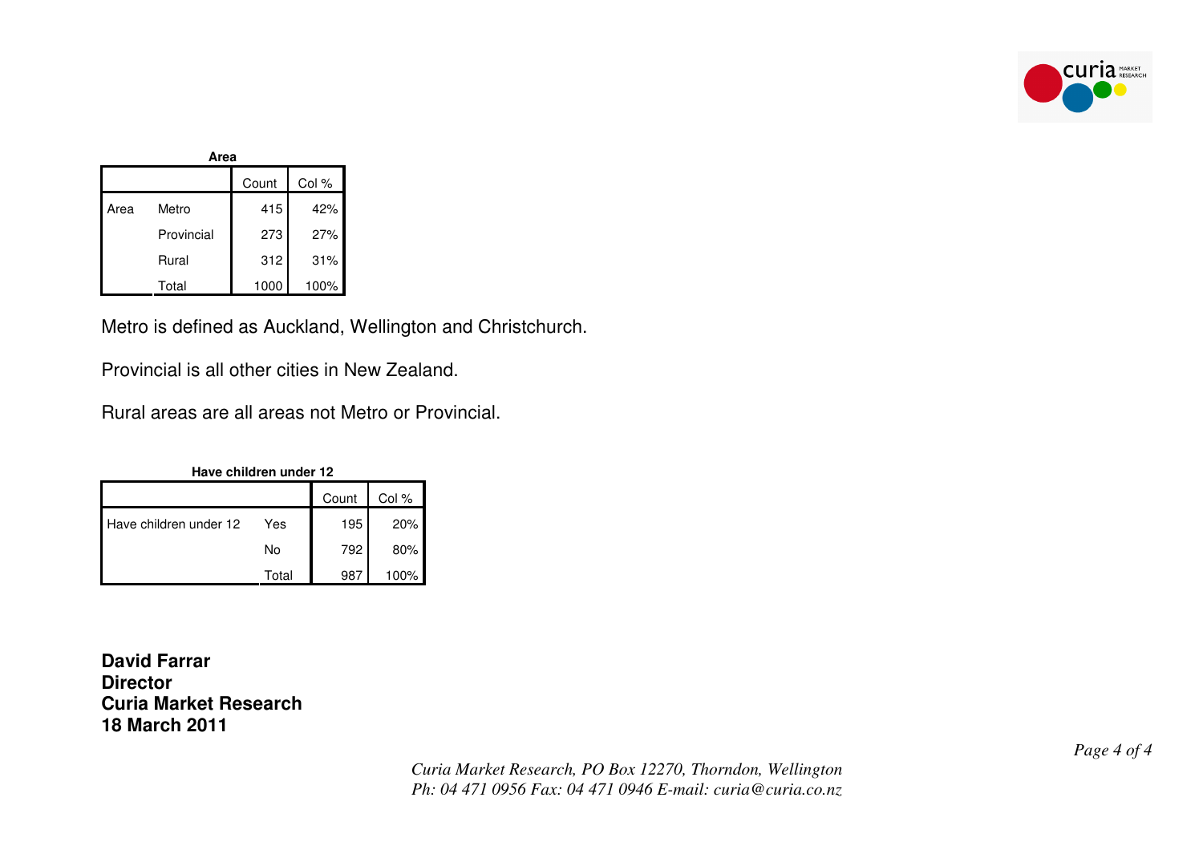**Area**

| | | Count | Col % |
|---|---|---|---|
| Area | Metro | 415 | 42% |
| | Provincial | 273 | 27% |
| | Rural | 312 | 31% |
| | Total | 1000 | 100% |

Metro is defined as Auckland, Wellington and Christchurch.

Provincial is all other cities in New Zealand.

Rural areas are all areas not Metro or Provincial.

**Have children under 12**

| | | Count | Col % |
|---|---|---|---|
| Have children under 12 | Yes | 195 | 20% |
| | No | 792 | 80% |
| | Total | 987 | 100% |

**David Farrar**
**Director**
**Curia Market Research**
**18 March 2011**